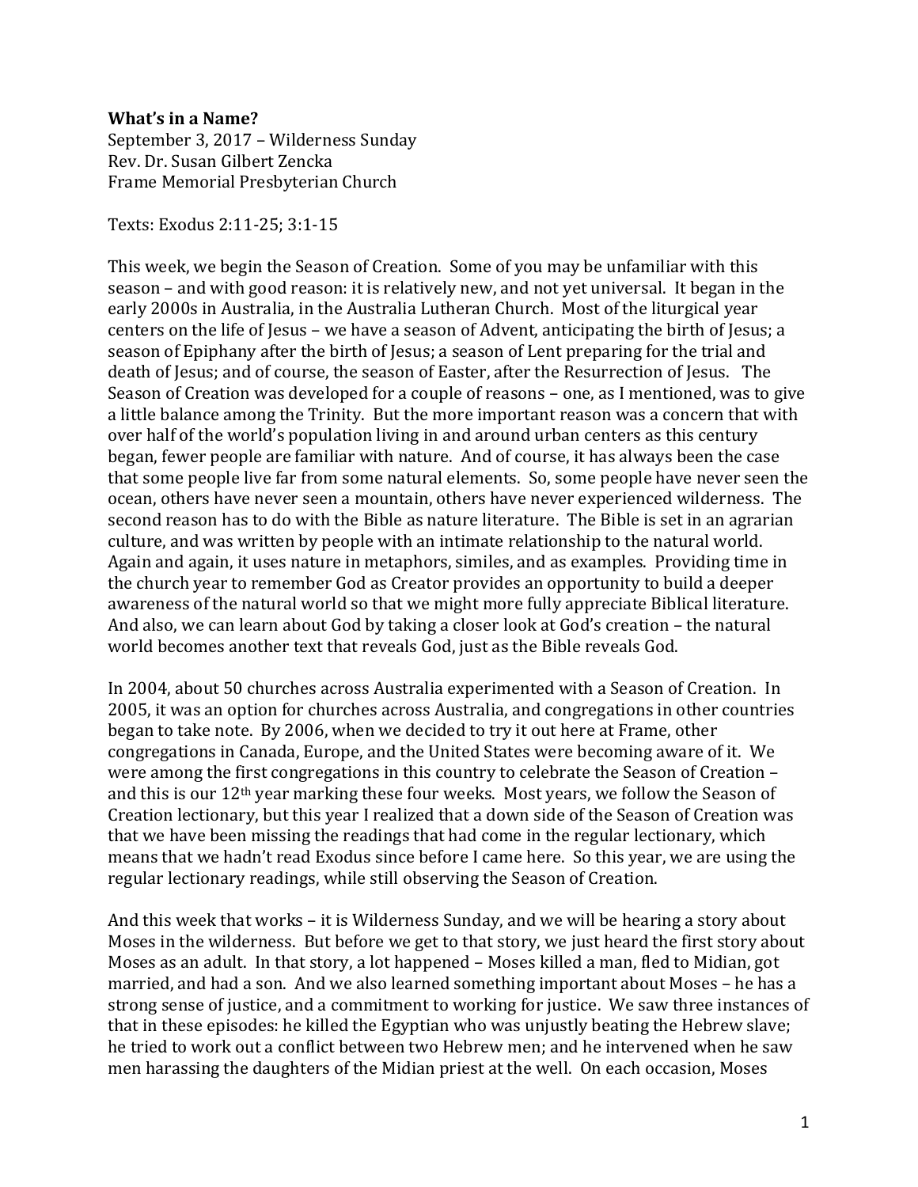**What's in a Name?**
September 3, 2017 – Wilderness Sunday
Rev. Dr. Susan Gilbert Zencka
Frame Memorial Presbyterian Church

Texts: Exodus 2:11-25; 3:1-15

This week, we begin the Season of Creation. Some of you may be unfamiliar with this season – and with good reason: it is relatively new, and not yet universal. It began in the early 2000s in Australia, in the Australia Lutheran Church. Most of the liturgical year centers on the life of Jesus – we have a season of Advent, anticipating the birth of Jesus; a season of Epiphany after the birth of Jesus; a season of Lent preparing for the trial and death of Jesus; and of course, the season of Easter, after the Resurrection of Jesus. The Season of Creation was developed for a couple of reasons – one, as I mentioned, was to give a little balance among the Trinity. But the more important reason was a concern that with over half of the world's population living in and around urban centers as this century began, fewer people are familiar with nature. And of course, it has always been the case that some people live far from some natural elements. So, some people have never seen the ocean, others have never seen a mountain, others have never experienced wilderness. The second reason has to do with the Bible as nature literature. The Bible is set in an agrarian culture, and was written by people with an intimate relationship to the natural world. Again and again, it uses nature in metaphors, similes, and as examples. Providing time in the church year to remember God as Creator provides an opportunity to build a deeper awareness of the natural world so that we might more fully appreciate Biblical literature. And also, we can learn about God by taking a closer look at God's creation – the natural world becomes another text that reveals God, just as the Bible reveals God.

In 2004, about 50 churches across Australia experimented with a Season of Creation. In 2005, it was an option for churches across Australia, and congregations in other countries began to take note. By 2006, when we decided to try it out here at Frame, other congregations in Canada, Europe, and the United States were becoming aware of it. We were among the first congregations in this country to celebrate the Season of Creation – and this is our 12th year marking these four weeks. Most years, we follow the Season of Creation lectionary, but this year I realized that a down side of the Season of Creation was that we have been missing the readings that had come in the regular lectionary, which means that we hadn't read Exodus since before I came here. So this year, we are using the regular lectionary readings, while still observing the Season of Creation.

And this week that works – it is Wilderness Sunday, and we will be hearing a story about Moses in the wilderness. But before we get to that story, we just heard the first story about Moses as an adult. In that story, a lot happened – Moses killed a man, fled to Midian, got married, and had a son. And we also learned something important about Moses – he has a strong sense of justice, and a commitment to working for justice. We saw three instances of that in these episodes: he killed the Egyptian who was unjustly beating the Hebrew slave; he tried to work out a conflict between two Hebrew men; and he intervened when he saw men harassing the daughters of the Midian priest at the well. On each occasion, Moses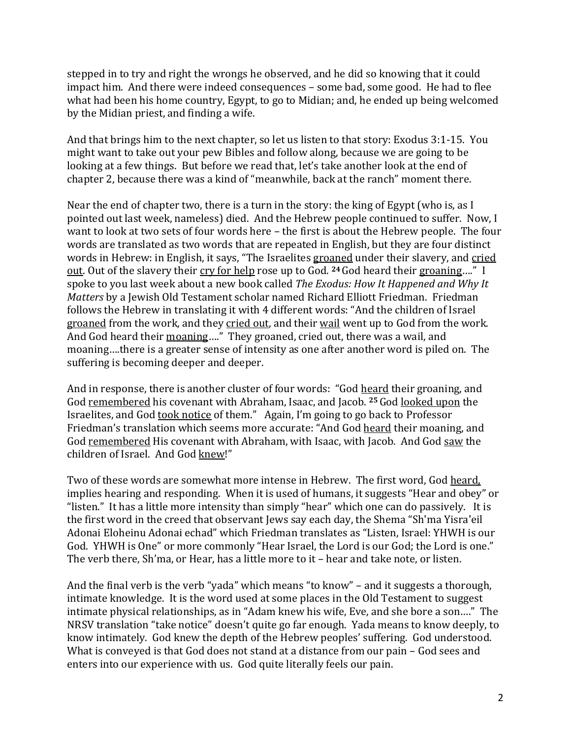stepped in to try and right the wrongs he observed, and he did so knowing that it could impact him. And there were indeed consequences – some bad, some good. He had to flee what had been his home country, Egypt, to go to Midian; and, he ended up being welcomed by the Midian priest, and finding a wife.

And that brings him to the next chapter, so let us listen to that story: Exodus 3:1-15. You might want to take out your pew Bibles and follow along, because we are going to be looking at a few things. But before we read that, let's take another look at the end of chapter 2, because there was a kind of "meanwhile, back at the ranch" moment there.

Near the end of chapter two, there is a turn in the story: the king of Egypt (who is, as I pointed out last week, nameless) died. And the Hebrew people continued to suffer. Now, I want to look at two sets of four words here – the first is about the Hebrew people. The four words are translated as two words that are repeated in English, but they are four distinct words in Hebrew: in English, it says, "The Israelites <u>groaned</u> under their slavery, and <u>cried out</u>. Out of the slavery their <u>cry for help</u> rose up to God. **24** God heard their <u>groaning</u>…." I spoke to you last week about a new book called *The Exodus: How It Happened and Why It Matters* by a Jewish Old Testament scholar named Richard Elliott Friedman. Friedman follows the Hebrew in translating it with 4 different words: "And the children of Israel <u>groaned</u> from the work, and they <u>cried out</u>, and their <u>wail</u> went up to God from the work. And God heard their <u>moaning</u>…." They groaned, cried out, there was a wail, and moaning….there is a greater sense of intensity as one after another word is piled on. The suffering is becoming deeper and deeper.

And in response, there is another cluster of four words: "God <u>heard</u> their groaning, and God <u>remembered</u> his covenant with Abraham, Isaac, and Jacob. **25** God <u>looked upon</u> the Israelites, and God <u>took notice</u> of them." Again, I'm going to go back to Professor Friedman's translation which seems more accurate: "And God <u>heard</u> their moaning, and God <u>remembered</u> His covenant with Abraham, with Isaac, with Jacob. And God <u>saw</u> the children of Israel. And God <u>knew</u>!"

Two of these words are somewhat more intense in Hebrew. The first word, God <u>heard,</u> implies hearing and responding. When it is used of humans, it suggests "Hear and obey" or "listen." It has a little more intensity than simply "hear" which one can do passively. It is the first word in the creed that observant Jews say each day, the Shema "Sh'ma Yisra'eil Adonai Eloheinu Adonai echad" which Friedman translates as "Listen, Israel: YHWH is our God. YHWH is One" or more commonly "Hear Israel, the Lord is our God; the Lord is one." The verb there, Sh'ma, or Hear, has a little more to it – hear and take note, or listen.

And the final verb is the verb "yada" which means "to know" – and it suggests a thorough, intimate knowledge. It is the word used at some places in the Old Testament to suggest intimate physical relationships, as in "Adam knew his wife, Eve, and she bore a son…." The NRSV translation "take notice" doesn't quite go far enough. Yada means to know deeply, to know intimately. God knew the depth of the Hebrew peoples' suffering. God understood. What is conveyed is that God does not stand at a distance from our pain – God sees and enters into our experience with us. God quite literally feels our pain.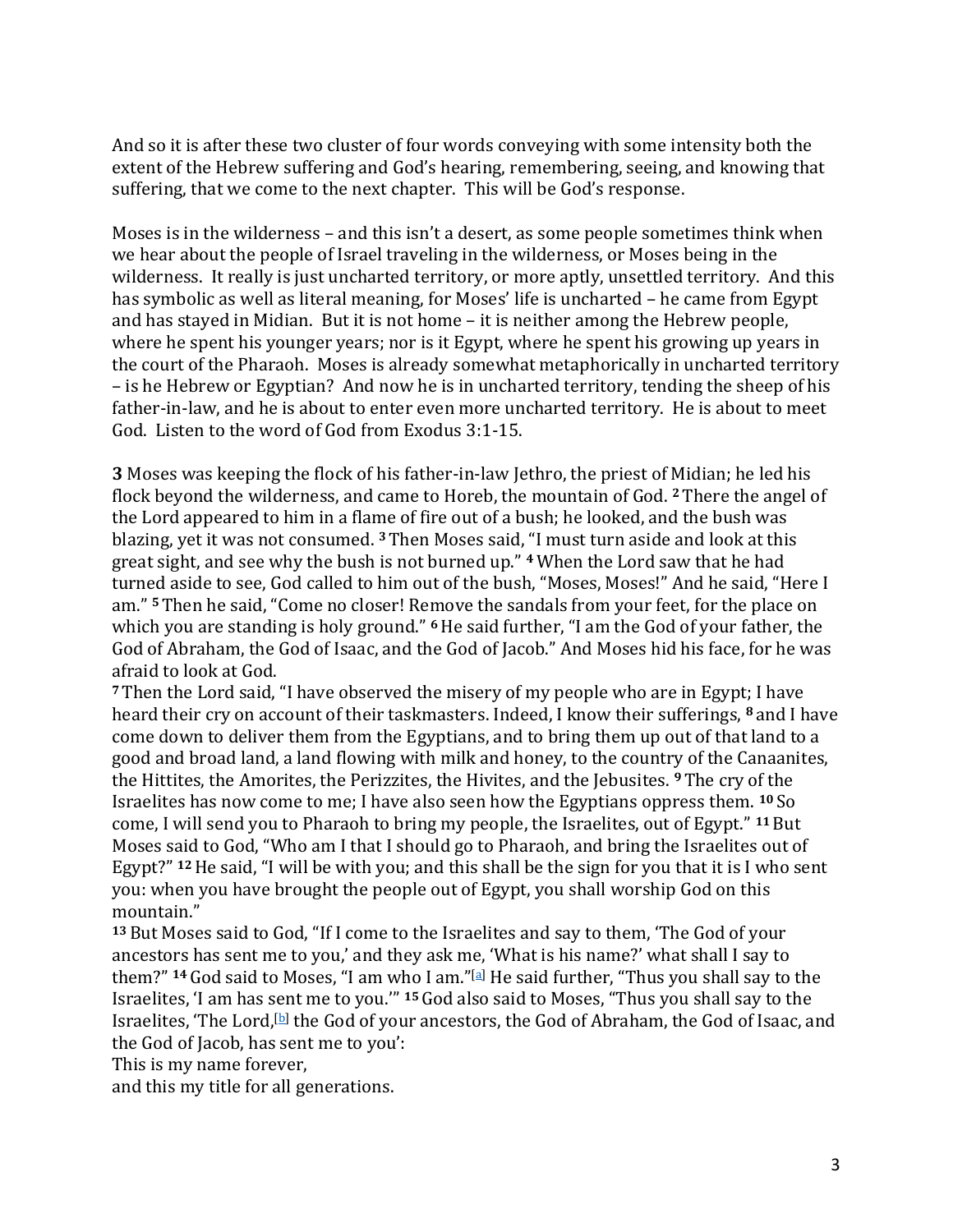And so it is after these two cluster of four words conveying with some intensity both the extent of the Hebrew suffering and God's hearing, remembering, seeing, and knowing that suffering, that we come to the next chapter. This will be God's response.

Moses is in the wilderness – and this isn't a desert, as some people sometimes think when we hear about the people of Israel traveling in the wilderness, or Moses being in the wilderness. It really is just uncharted territory, or more aptly, unsettled territory. And this has symbolic as well as literal meaning, for Moses' life is uncharted – he came from Egypt and has stayed in Midian. But it is not home – it is neither among the Hebrew people, where he spent his younger years; nor is it Egypt, where he spent his growing up years in the court of the Pharaoh. Moses is already somewhat metaphorically in uncharted territory – is he Hebrew or Egyptian? And now he is in uncharted territory, tending the sheep of his father-in-law, and he is about to enter even more uncharted territory. He is about to meet God. Listen to the word of God from Exodus 3:1-15.

**3** Moses was keeping the flock of his father-in-law Jethro, the priest of Midian; he led his flock beyond the wilderness, and came to Horeb, the mountain of God. **2** There the angel of the Lord appeared to him in a flame of fire out of a bush; he looked, and the bush was blazing, yet it was not consumed. **3** Then Moses said, "I must turn aside and look at this great sight, and see why the bush is not burned up." **4** When the Lord saw that he had turned aside to see, God called to him out of the bush, "Moses, Moses!" And he said, "Here I am." **5** Then he said, "Come no closer! Remove the sandals from your feet, for the place on which you are standing is holy ground." **6** He said further, "I am the God of your father, the God of Abraham, the God of Isaac, and the God of Jacob." And Moses hid his face, for he was afraid to look at God.

**7** Then the Lord said, "I have observed the misery of my people who are in Egypt; I have heard their cry on account of their taskmasters. Indeed, I know their sufferings, **8** and I have come down to deliver them from the Egyptians, and to bring them up out of that land to a good and broad land, a land flowing with milk and honey, to the country of the Canaanites, the Hittites, the Amorites, the Perizzites, the Hivites, and the Jebusites. **9** The cry of the Israelites has now come to me; I have also seen how the Egyptians oppress them. **10** So come, I will send you to Pharaoh to bring my people, the Israelites, out of Egypt." **11** But Moses said to God, "Who am I that I should go to Pharaoh, and bring the Israelites out of Egypt?" **12** He said, "I will be with you; and this shall be the sign for you that it is I who sent you: when you have brought the people out of Egypt, you shall worship God on this mountain."

**13** But Moses said to God, "If I come to the Israelites and say to them, 'The God of your ancestors has sent me to you,' and they ask me, 'What is his name?' what shall I say to them?" **14** God said to Moses, "I am who I am."[a] He said further, "Thus you shall say to the Israelites, 'I am has sent me to you.'" **15** God also said to Moses, "Thus you shall say to the Israelites, 'The Lord,[b] the God of your ancestors, the God of Abraham, the God of Isaac, and the God of Jacob, has sent me to you':

This is my name forever,  
and this my title for all generations.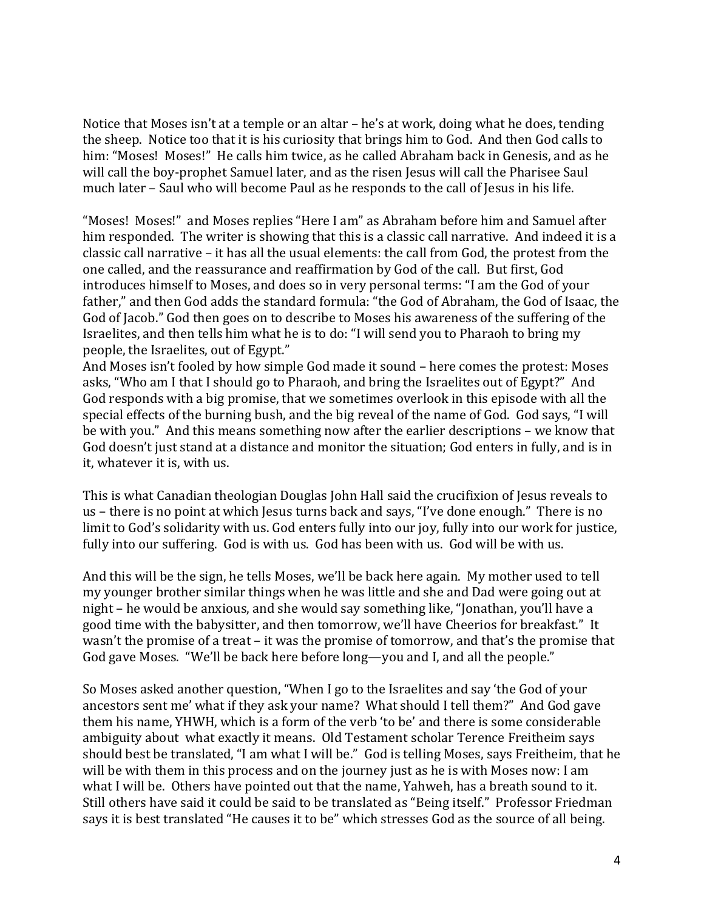Notice that Moses isn't at a temple or an altar – he's at work, doing what he does, tending the sheep. Notice too that it is his curiosity that brings him to God. And then God calls to him: "Moses! Moses!" He calls him twice, as he called Abraham back in Genesis, and as he will call the boy-prophet Samuel later, and as the risen Jesus will call the Pharisee Saul much later – Saul who will become Paul as he responds to the call of Jesus in his life.

"Moses! Moses!" and Moses replies "Here I am" as Abraham before him and Samuel after him responded. The writer is showing that this is a classic call narrative. And indeed it is a classic call narrative – it has all the usual elements: the call from God, the protest from the one called, and the reassurance and reaffirmation by God of the call. But first, God introduces himself to Moses, and does so in very personal terms: "I am the God of your father," and then God adds the standard formula: "the God of Abraham, the God of Isaac, the God of Jacob." God then goes on to describe to Moses his awareness of the suffering of the Israelites, and then tells him what he is to do: "I will send you to Pharaoh to bring my people, the Israelites, out of Egypt."

And Moses isn't fooled by how simple God made it sound – here comes the protest: Moses asks, "Who am I that I should go to Pharaoh, and bring the Israelites out of Egypt?" And God responds with a big promise, that we sometimes overlook in this episode with all the special effects of the burning bush, and the big reveal of the name of God. God says, "I will be with you." And this means something now after the earlier descriptions – we know that God doesn't just stand at a distance and monitor the situation; God enters in fully, and is in it, whatever it is, with us.

This is what Canadian theologian Douglas John Hall said the crucifixion of Jesus reveals to us – there is no point at which Jesus turns back and says, "I've done enough." There is no limit to God's solidarity with us. God enters fully into our joy, fully into our work for justice, fully into our suffering. God is with us. God has been with us. God will be with us.

And this will be the sign, he tells Moses, we'll be back here again. My mother used to tell my younger brother similar things when he was little and she and Dad were going out at night – he would be anxious, and she would say something like, "Jonathan, you'll have a good time with the babysitter, and then tomorrow, we'll have Cheerios for breakfast." It wasn't the promise of a treat – it was the promise of tomorrow, and that's the promise that God gave Moses. "We'll be back here before long—you and I, and all the people."

So Moses asked another question, "When I go to the Israelites and say 'the God of your ancestors sent me' what if they ask your name? What should I tell them?" And God gave them his name, YHWH, which is a form of the verb 'to be' and there is some considerable ambiguity about what exactly it means. Old Testament scholar Terence Freitheim says should best be translated, "I am what I will be." God is telling Moses, says Freitheim, that he will be with them in this process and on the journey just as he is with Moses now: I am what I will be. Others have pointed out that the name, Yahweh, has a breath sound to it. Still others have said it could be said to be translated as "Being itself." Professor Friedman says it is best translated "He causes it to be" which stresses God as the source of all being.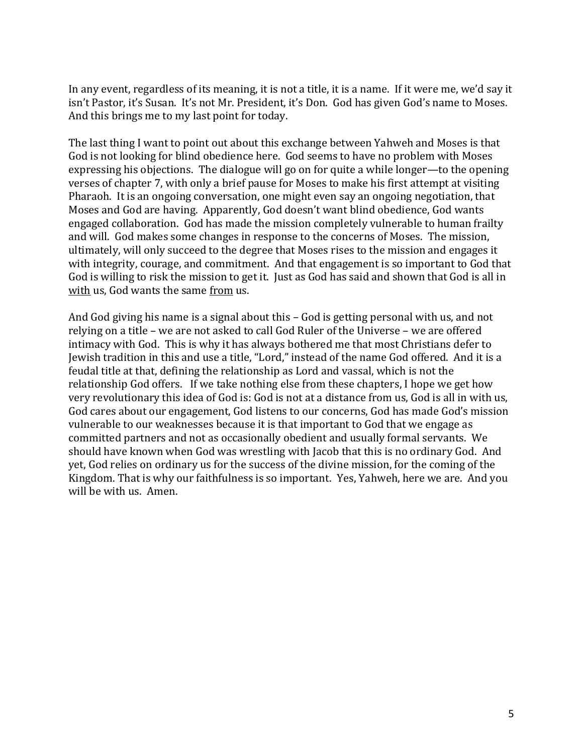In any event, regardless of its meaning, it is not a title, it is a name. If it were me, we'd say it isn't Pastor, it's Susan. It's not Mr. President, it's Don. God has given God's name to Moses. And this brings me to my last point for today.

The last thing I want to point out about this exchange between Yahweh and Moses is that God is not looking for blind obedience here. God seems to have no problem with Moses expressing his objections. The dialogue will go on for quite a while longer—to the opening verses of chapter 7, with only a brief pause for Moses to make his first attempt at visiting Pharaoh. It is an ongoing conversation, one might even say an ongoing negotiation, that Moses and God are having. Apparently, God doesn't want blind obedience, God wants engaged collaboration. God has made the mission completely vulnerable to human frailty and will. God makes some changes in response to the concerns of Moses. The mission, ultimately, will only succeed to the degree that Moses rises to the mission and engages it with integrity, courage, and commitment. And that engagement is so important to God that God is willing to risk the mission to get it. Just as God has said and shown that God is all in <u>with</u> us, God wants the same <u>from</u> us.

And God giving his name is a signal about this – God is getting personal with us, and not relying on a title – we are not asked to call God Ruler of the Universe – we are offered intimacy with God. This is why it has always bothered me that most Christians defer to Jewish tradition in this and use a title, "Lord," instead of the name God offered. And it is a feudal title at that, defining the relationship as Lord and vassal, which is not the relationship God offers. If we take nothing else from these chapters, I hope we get how very revolutionary this idea of God is: God is not at a distance from us, God is all in with us, God cares about our engagement, God listens to our concerns, God has made God's mission vulnerable to our weaknesses because it is that important to God that we engage as committed partners and not as occasionally obedient and usually formal servants. We should have known when God was wrestling with Jacob that this is no ordinary God. And yet, God relies on ordinary us for the success of the divine mission, for the coming of the Kingdom. That is why our faithfulness is so important. Yes, Yahweh, here we are. And you will be with us. Amen.